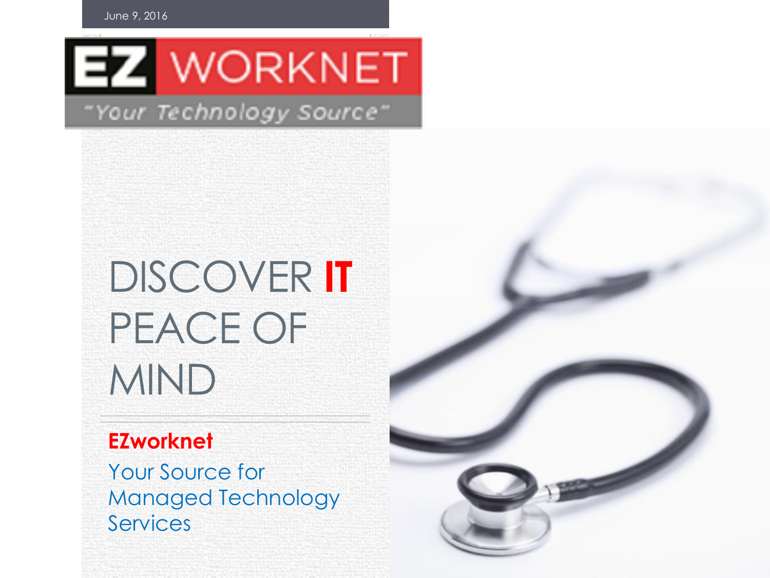June 9, 2016

EZ WORKNET

"Your Technology Source"

# DISCOVER **IT** PEACE OF MIND

**EZworknet**

Your Source for Managed Technology Services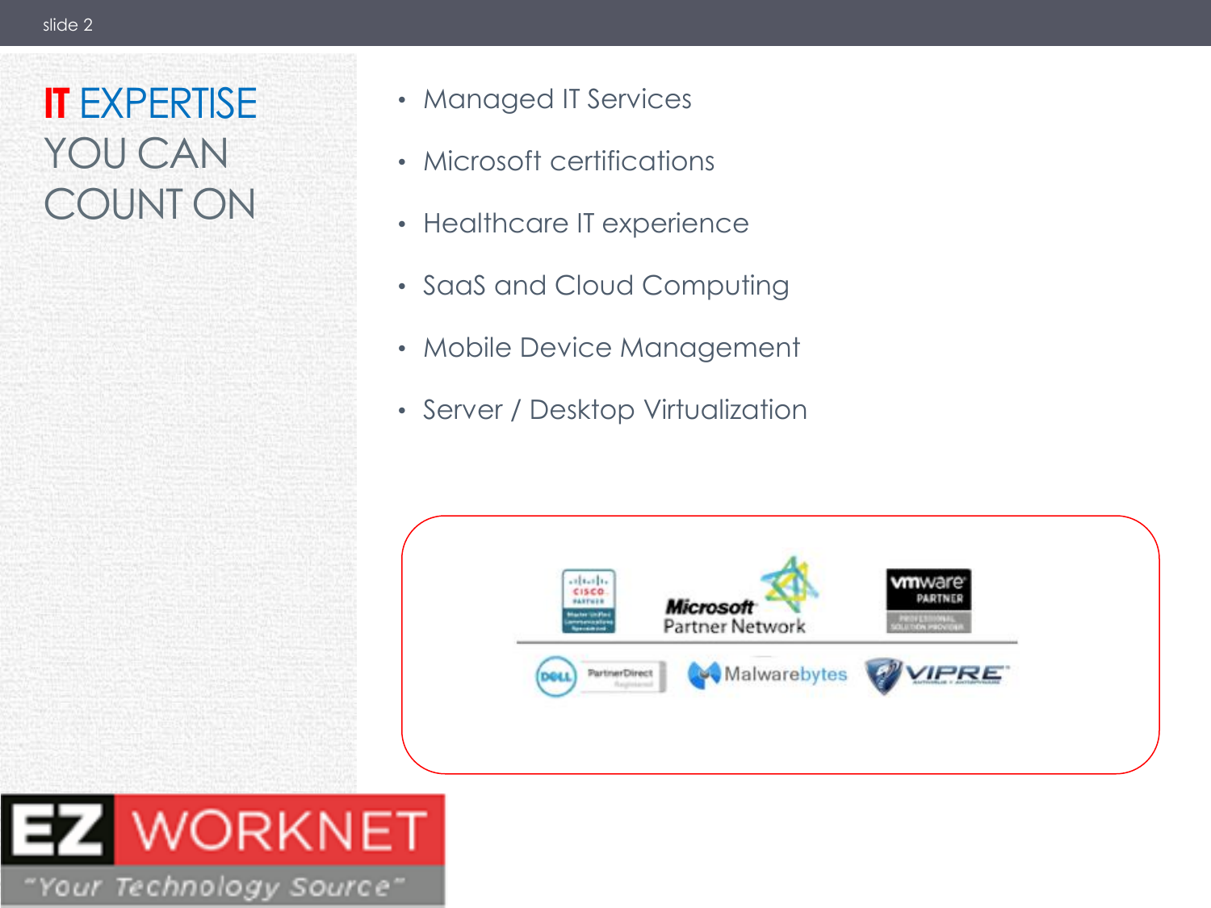# IT EXPERTISE YOU CAN COUNT ON

- Managed IT Services
- Microsoft certifications
- Healthcare IT experience
- SaaS and Cloud Computing
- Mobile Device Management
- Server / Desktop Virtualization

EZ WORKNET

"Your Technology Source"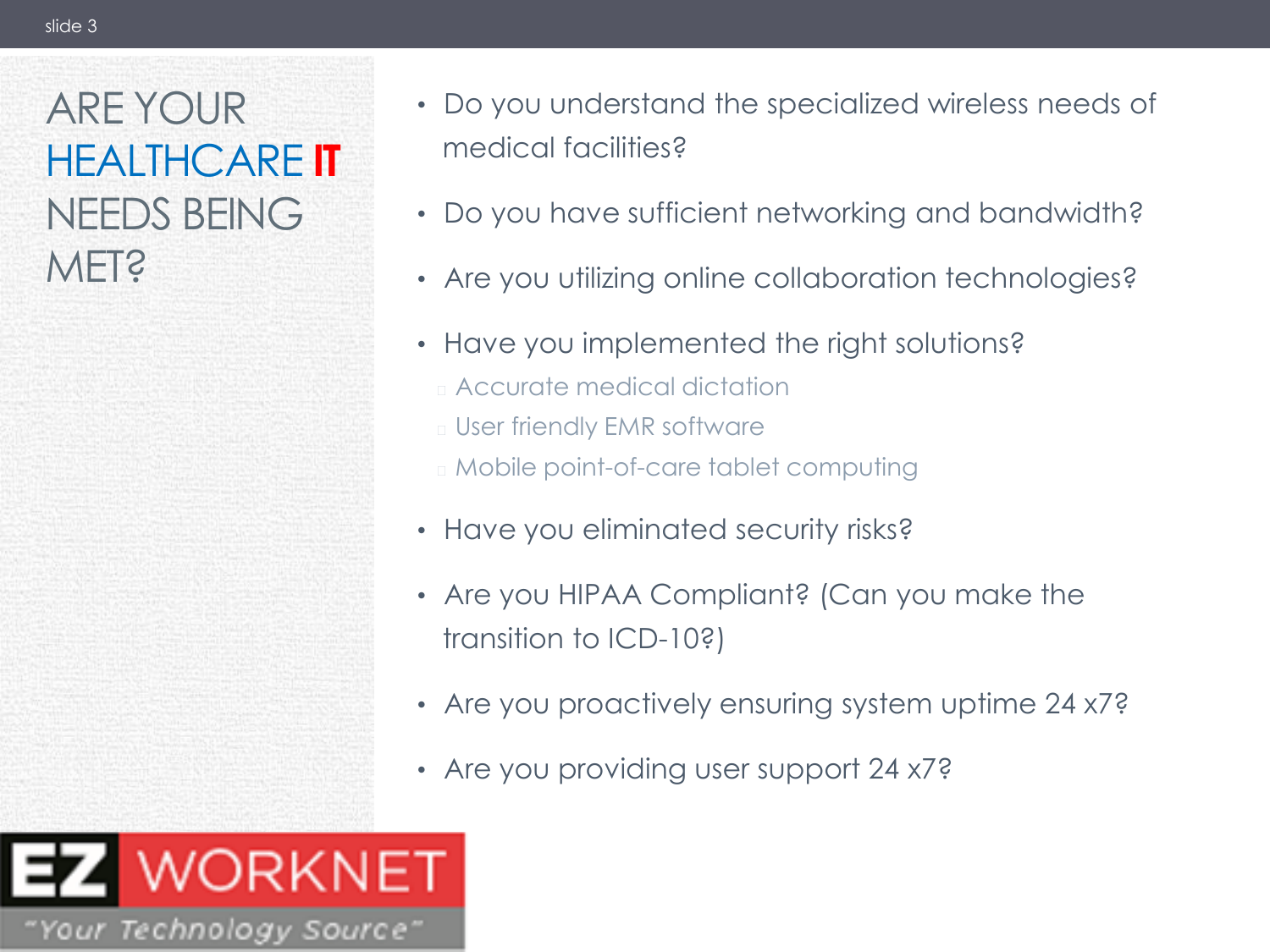# ARE YOUR HEALTHCARE IT NEEDS BEING MET?

- Do you understand the specialized wireless needs of medical facilities?
- Do you have sufficient networking and bandwidth?
- Are you utilizing online collaboration technologies?
- Have you implemented the right solutions?
  - Accurate medical dictation
  - User friendly EMR software
  - Mobile point-of-care tablet computing
- Have you eliminated security risks?
- Are you HIPAA Compliant? (Can you make the transition to ICD-10?)
- Are you proactively ensuring system uptime 24 x7?
- Are you providing user support 24 x7?

EZ WORKNET
"Your Technology Source"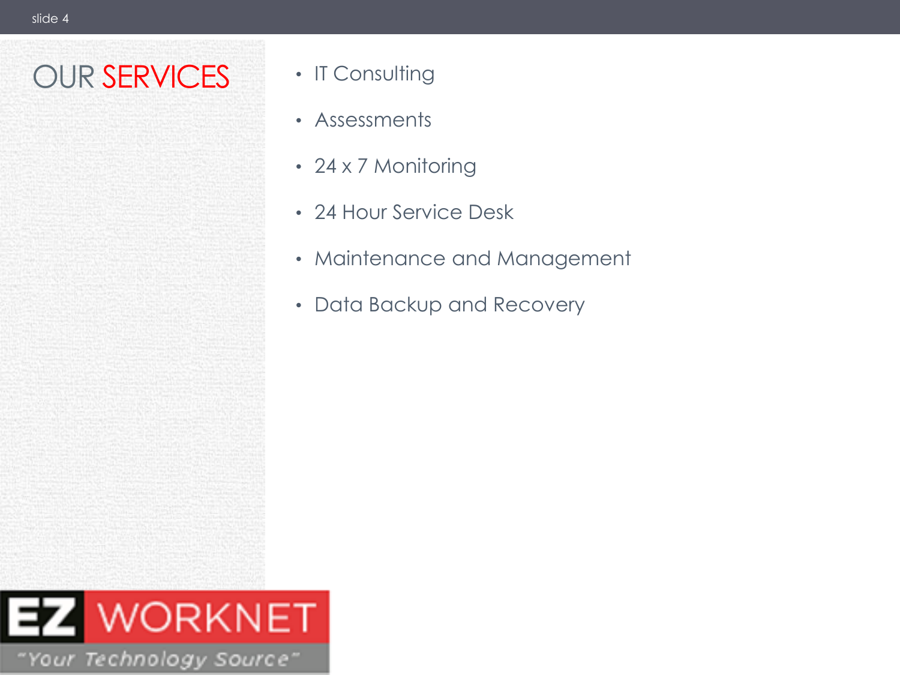# OUR SERVICES

- IT Consulting
- Assessments
- 24 x 7 Monitoring
- 24 Hour Service Desk
- Maintenance and Management
- Data Backup and Recovery

EZ WORKNET
"Your Technology Source"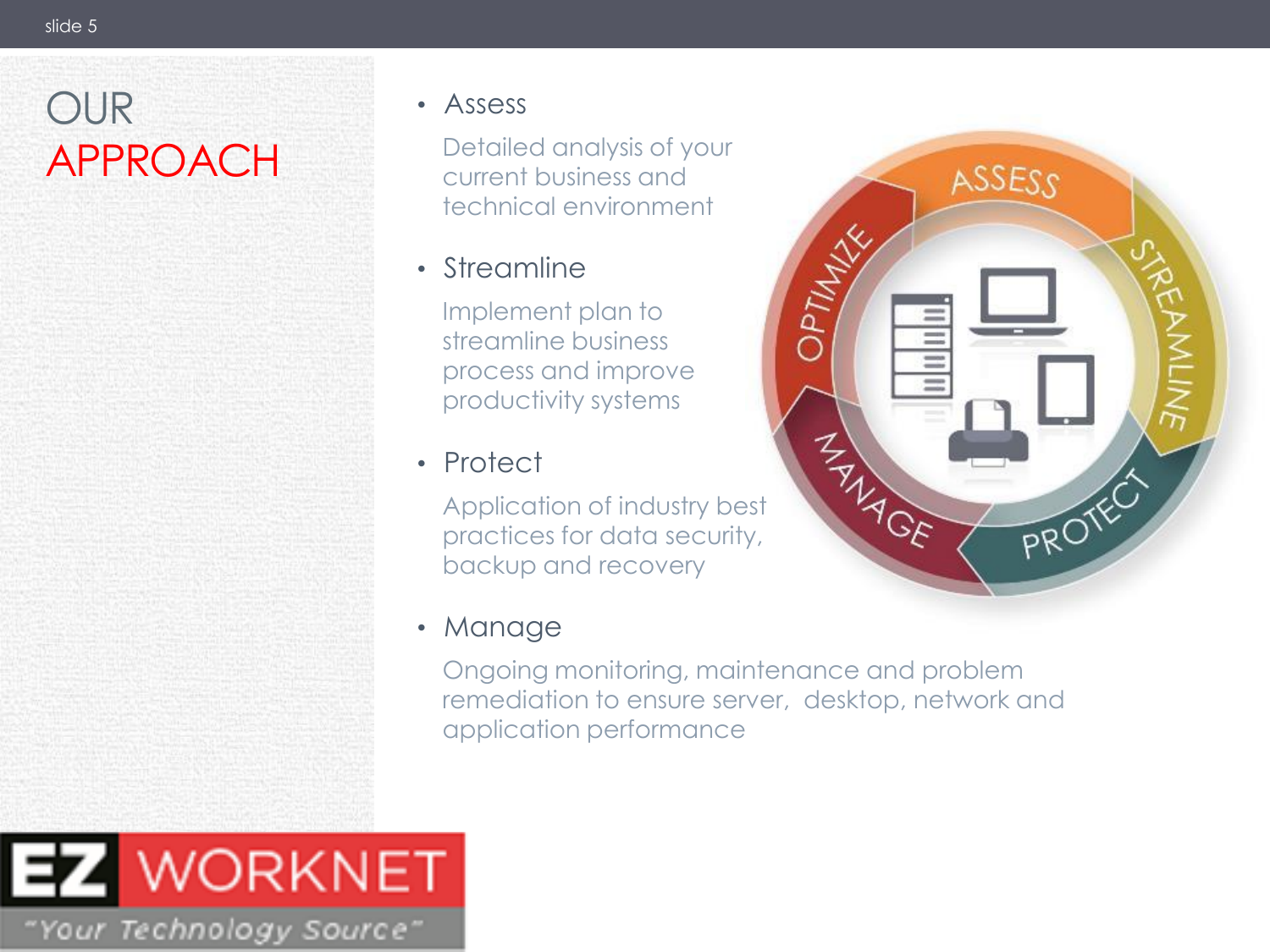# OUR APPROACH

- Assess

  Detailed analysis of your current business and technical environment

- Streamline

  Implement plan to streamline business process and improve productivity systems

- Protect

  Application of industry best practices for data security, backup and recovery

- Manage

  Ongoing monitoring, maintenance and problem remediation to ensure server, desktop, network and application performance

EZ WORKNET

"Your Technology Source"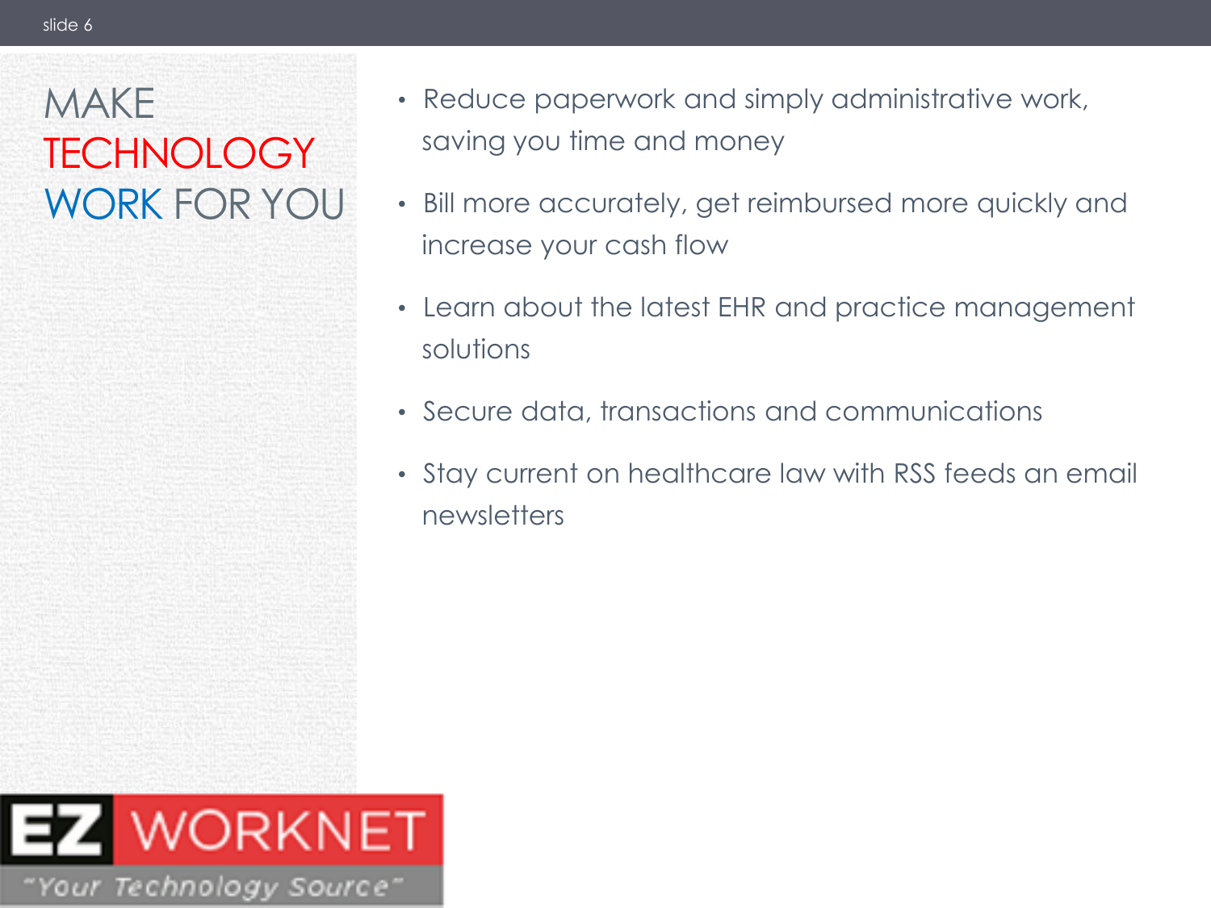# MAKE TECHNOLOGY WORK FOR YOU

- Reduce paperwork and simply administrative work, saving you time and money
- Bill more accurately, get reimbursed more quickly and increase your cash flow
- Learn about the latest EHR and practice management solutions
- Secure data, transactions and communications
- Stay current on healthcare law with RSS feeds an email newsletters

EZ WORKNET

"Your Technology Source"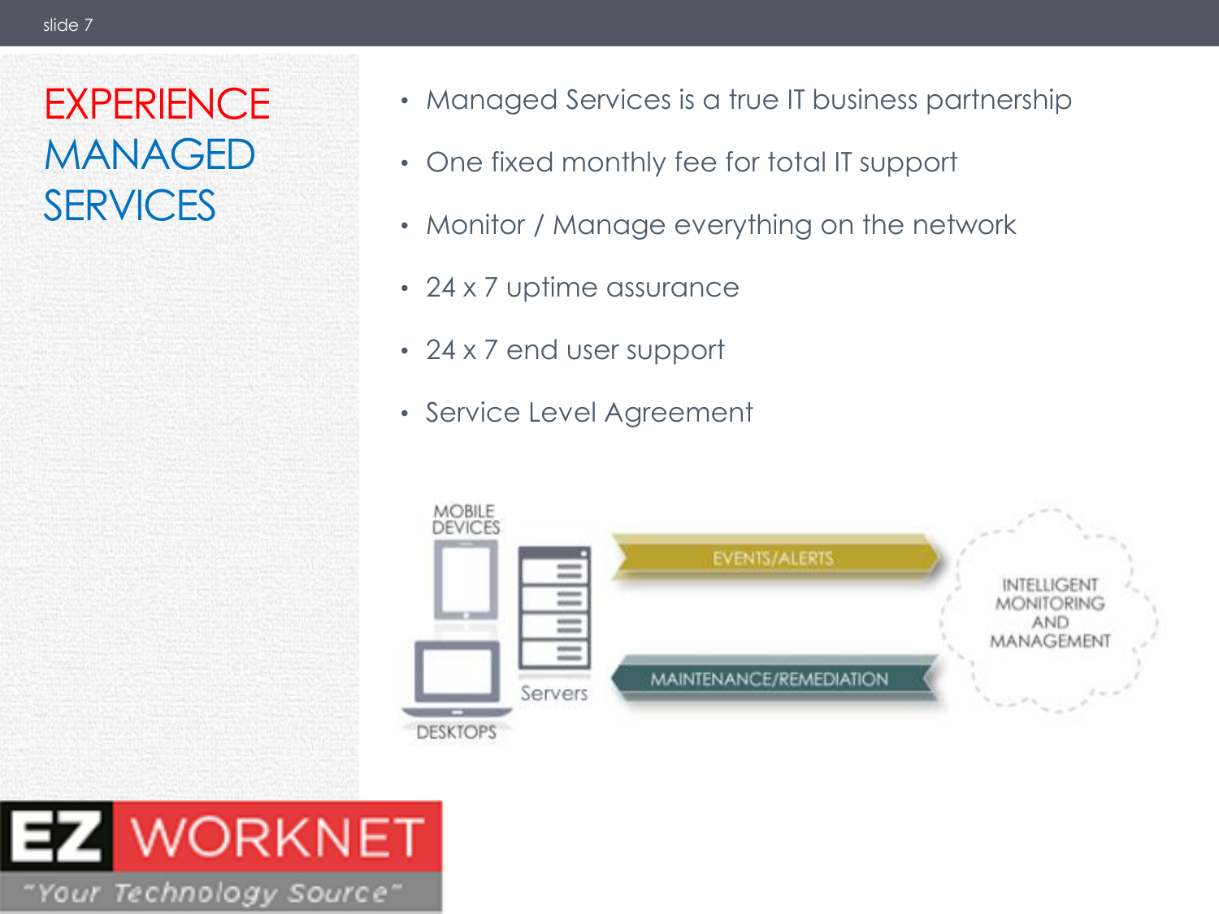# EXPERIENCE MANAGED SERVICES

- Managed Services is a true IT business partnership
- One fixed monthly fee for total IT support
- Monitor / Manage everything on the network
- 24 x 7 uptime assurance
- 24 x 7 end user support
- Service Level Agreement

MOBILE DEVICES

DESKTOPS

Servers

EVENTS/ALERTS

MAINTENANCE/REMEDIATION

INTELLIGENT MONITORING AND MANAGEMENT

EZ WORKNET

"Your Technology Source"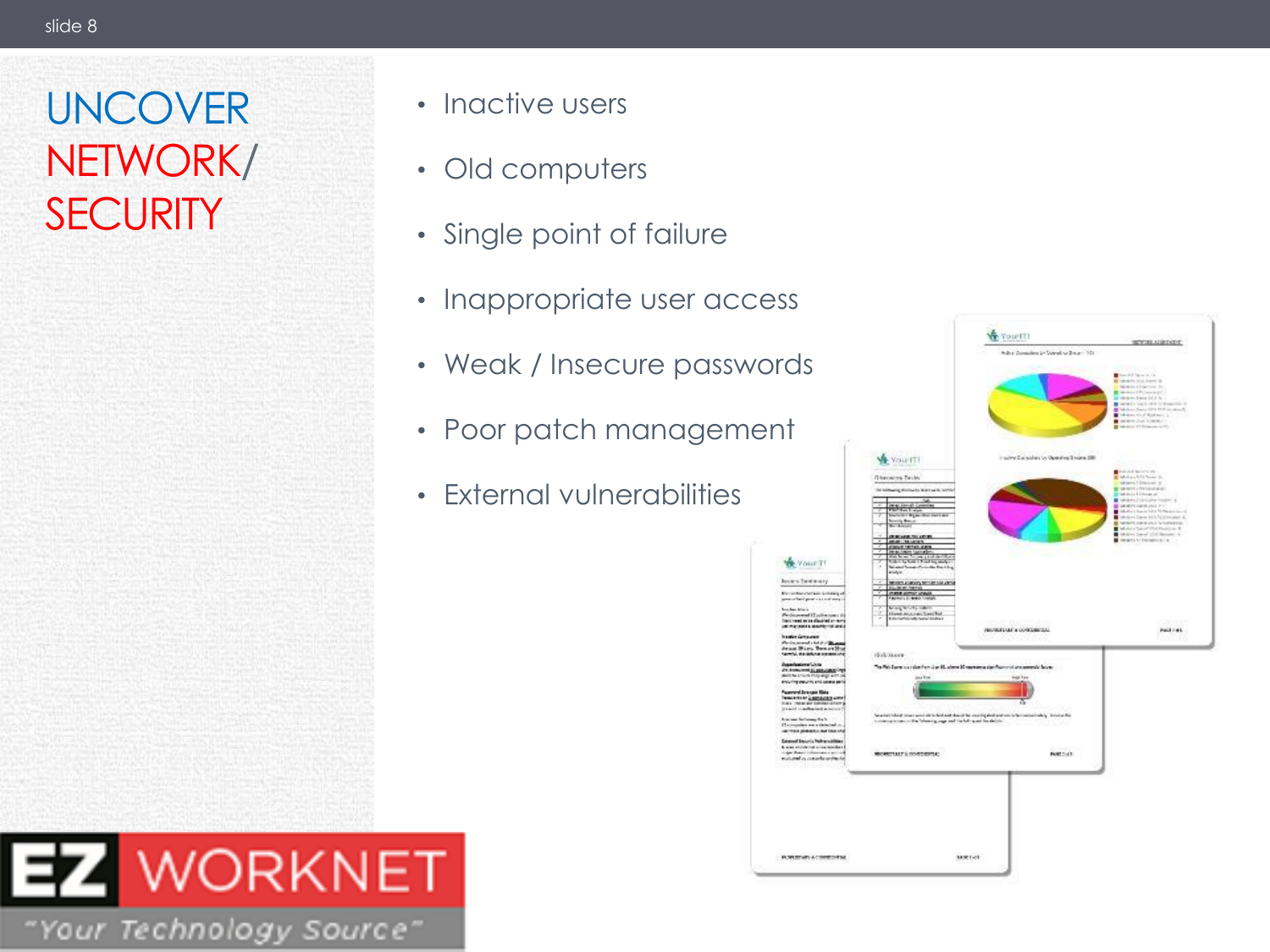# UNCOVER NETWORK/ SECURITY

- Inactive users
- Old computers
- Single point of failure
- Inappropriate user access
- Weak / Insecure passwords
- Poor patch management
- External vulnerabilities

EZ WORKNET

"Your Technology Source"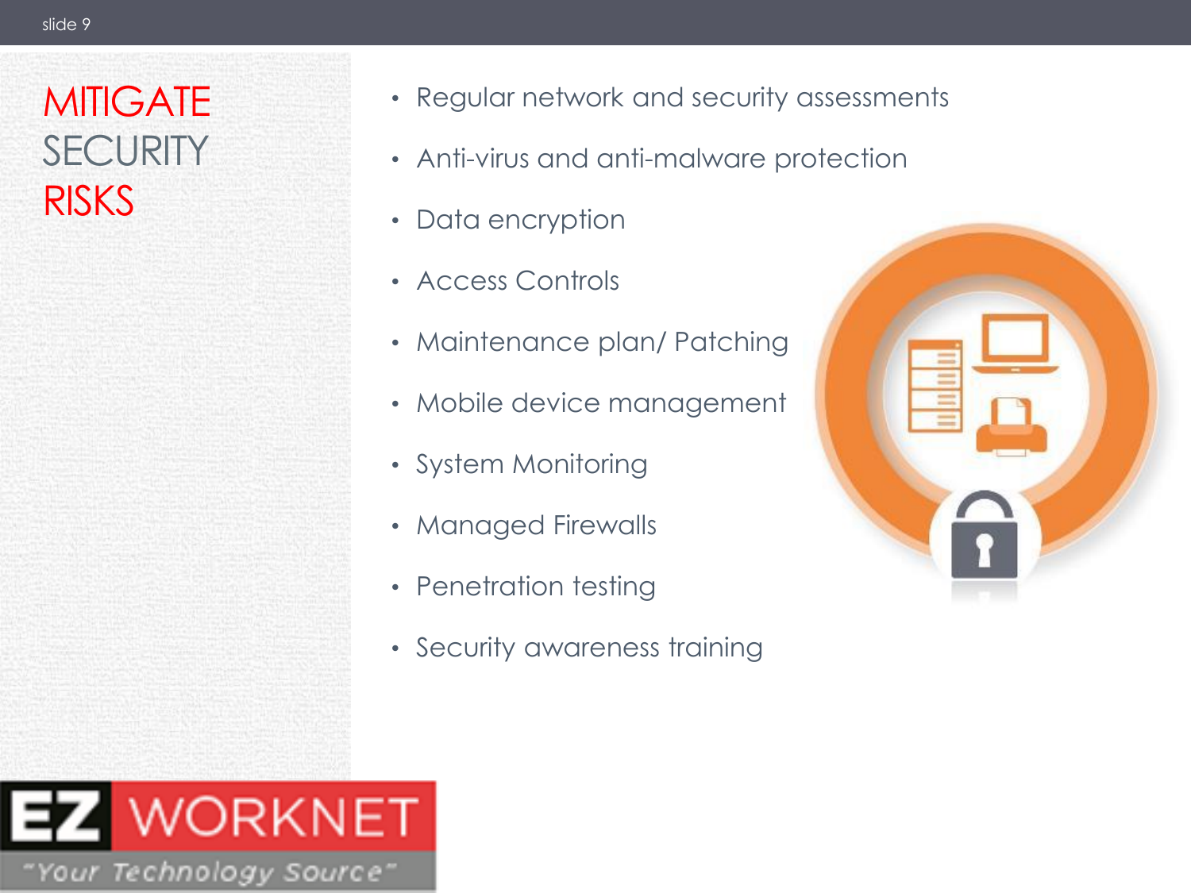# MITIGATE SECURITY RISKS

- Regular network and security assessments
- Anti-virus and anti-malware protection
- Data encryption
- Access Controls
- Maintenance plan/ Patching
- Mobile device management
- System Monitoring
- Managed Firewalls
- Penetration testing
- Security awareness training

EZ WORKNET
"Your Technology Source"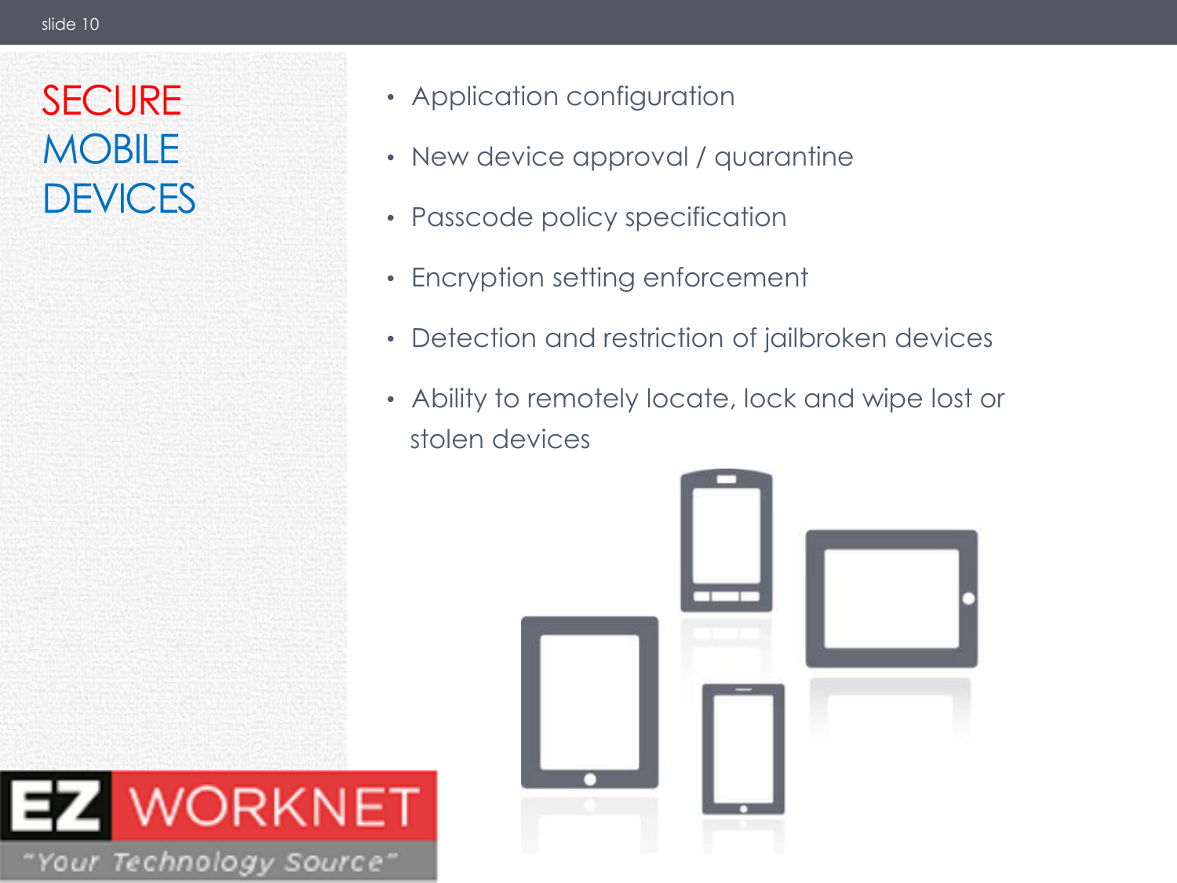# SECURE MOBILE DEVICES

- Application configuration
- New device approval / quarantine
- Passcode policy specification
- Encryption setting enforcement
- Detection and restriction of jailbroken devices
- Ability to remotely locate, lock and wipe lost or stolen devices

EZ WORKNET

"Your Technology Source"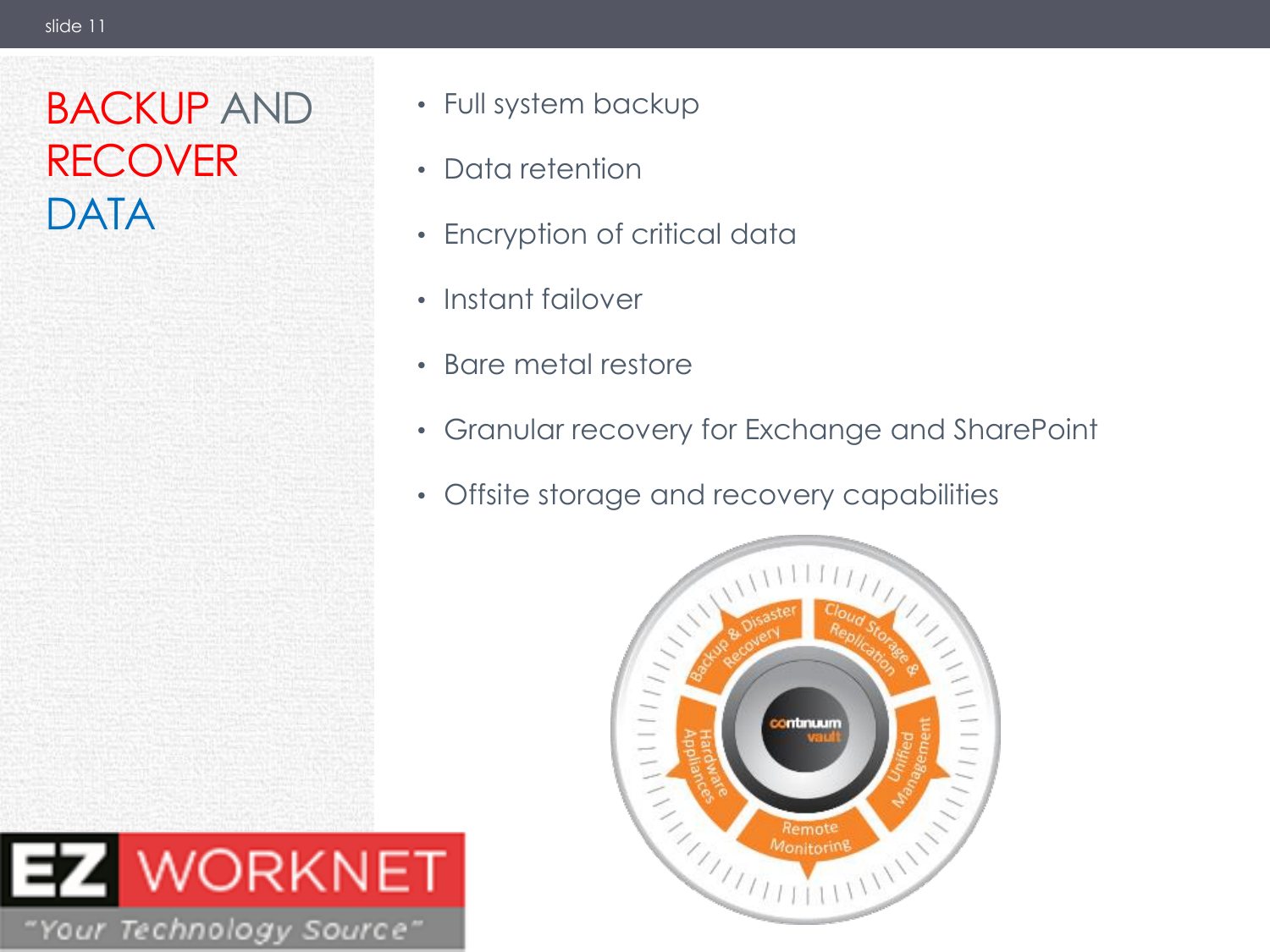# BACKUP AND RECOVER DATA

- Full system backup
- Data retention
- Encryption of critical data
- Instant failover
- Bare metal restore
- Granular recovery for Exchange and SharePoint
- Offsite storage and recovery capabilities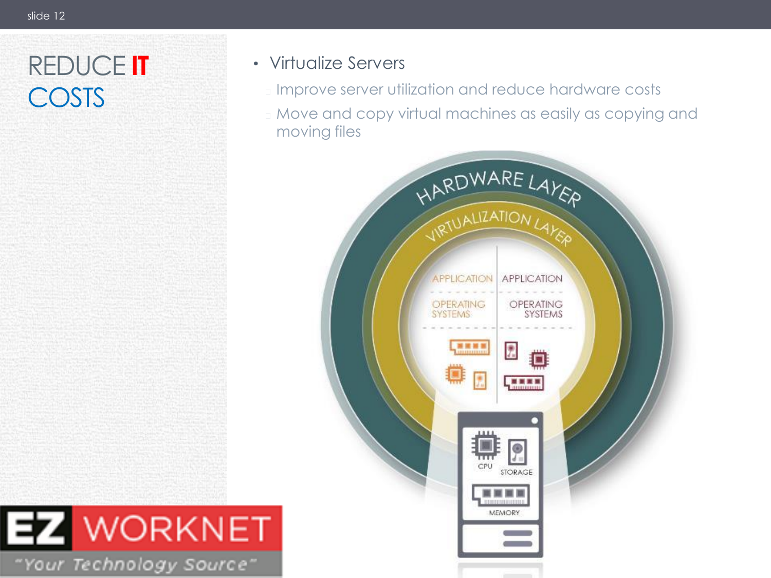# REDUCE IT COSTS

- Virtualize Servers
  - Improve server utilization and reduce hardware costs
  - Move and copy virtual machines as easily as copying and moving files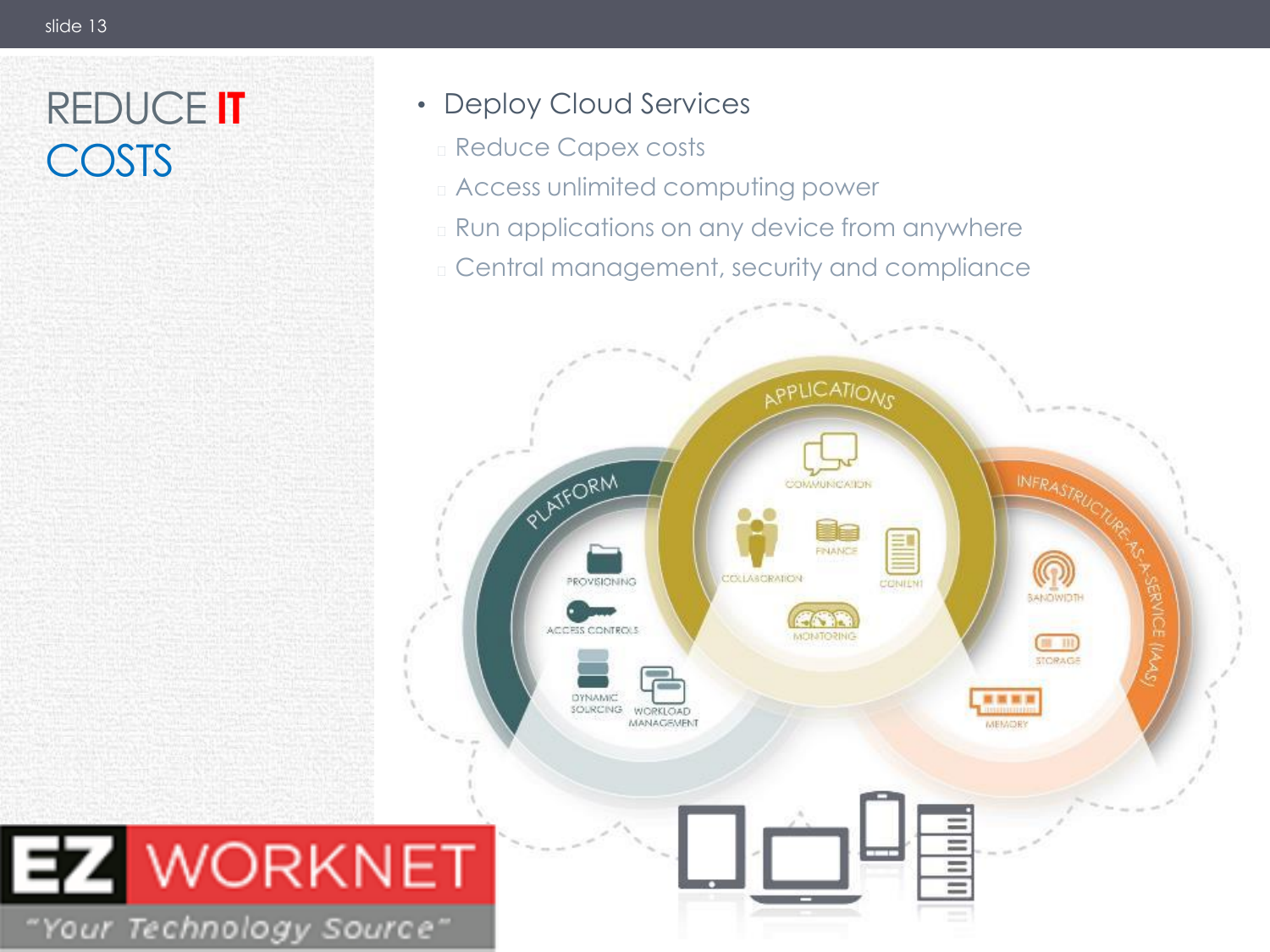# REDUCE **IT** COSTS

- Deploy Cloud Services
  - Reduce Capex costs
  - Access unlimited computing power
  - Run applications on any device from anywhere
  - Central management, security and compliance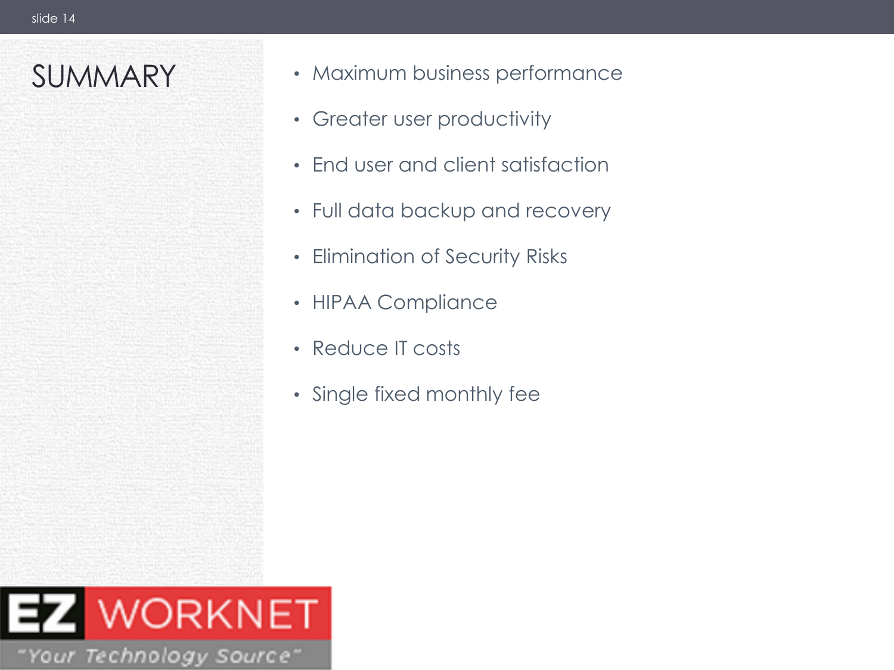# SUMMARY

- Maximum business performance
- Greater user productivity
- End user and client satisfaction
- Full data backup and recovery
- Elimination of Security Risks
- HIPAA Compliance
- Reduce IT costs
- Single fixed monthly fee

EZ WORKNET

"Your Technology Source"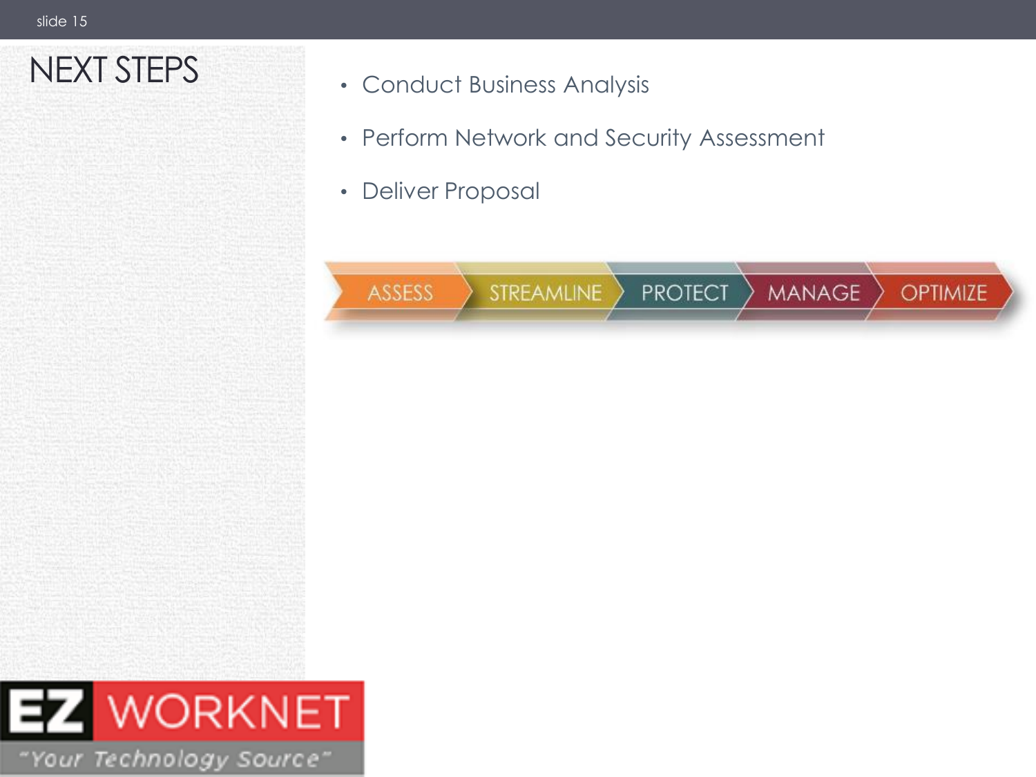# NEXT STEPS

- Conduct Business Analysis
- Perform Network and Security Assessment
- Deliver Proposal

ASSESS
STREAMLINE
PROTECT
MANAGE
OPTIMIZE

EZ WORKNET
"Your Technology Source"